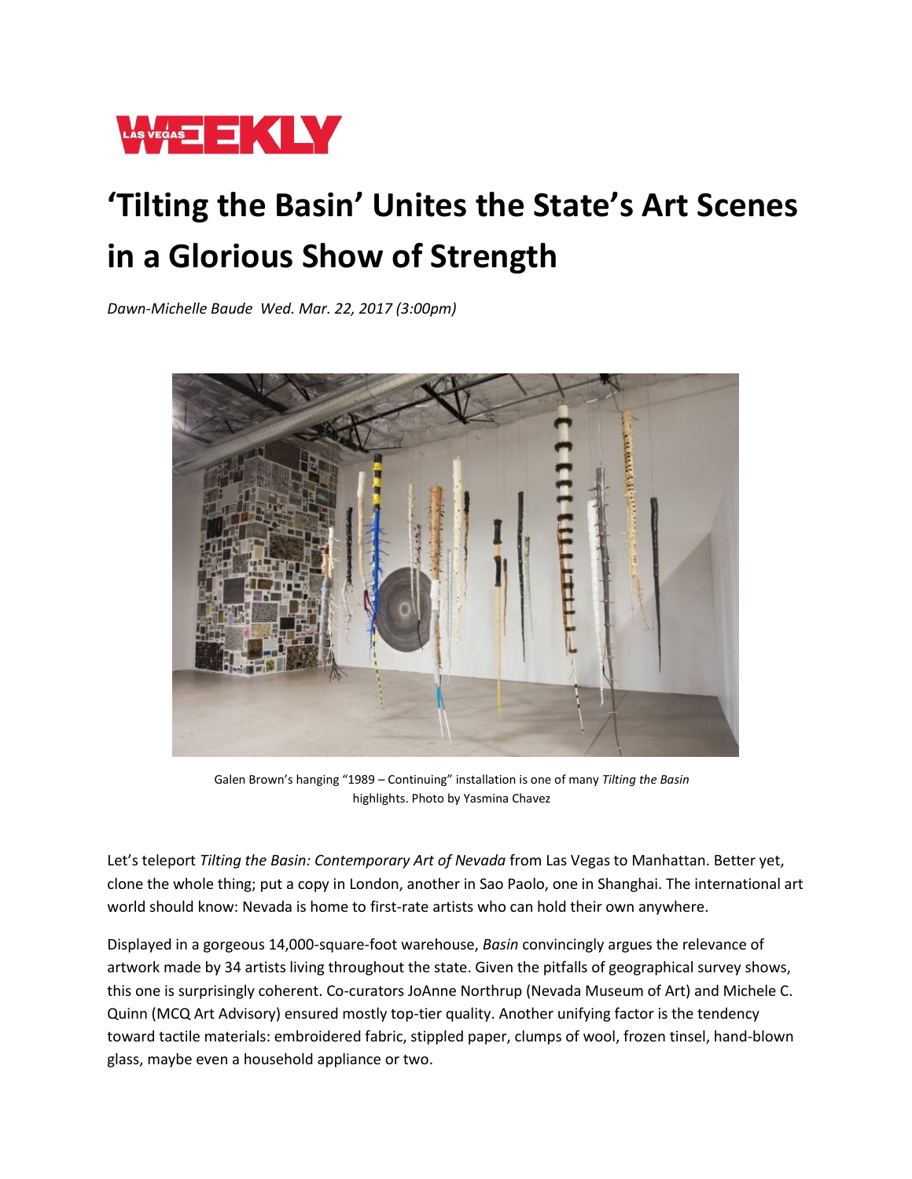# 'Tilting the Basin' Unites the State's Art Scenes in a Glorious Show of Strength

*Dawn-Michelle Baude Wed. Mar. 22, 2017 (3:00pm)*

Galen Brown's hanging "1989 – Continuing" installation is one of many *Tilting the Basin* highlights. Photo by Yasmina Chavez

Let's teleport *Tilting the Basin: Contemporary Art of Nevada* from Las Vegas to Manhattan. Better yet, clone the whole thing; put a copy in London, another in Sao Paolo, one in Shanghai. The international art world should know: Nevada is home to first-rate artists who can hold their own anywhere.

Displayed in a gorgeous 14,000-square-foot warehouse, *Basin* convincingly argues the relevance of artwork made by 34 artists living throughout the state. Given the pitfalls of geographical survey shows, this one is surprisingly coherent. Co-curators JoAnne Northrup (Nevada Museum of Art) and Michele C. Quinn (MCQ Art Advisory) ensured mostly top-tier quality. Another unifying factor is the tendency toward tactile materials: embroidered fabric, stippled paper, clumps of wool, frozen tinsel, hand-blown glass, maybe even a household appliance or two.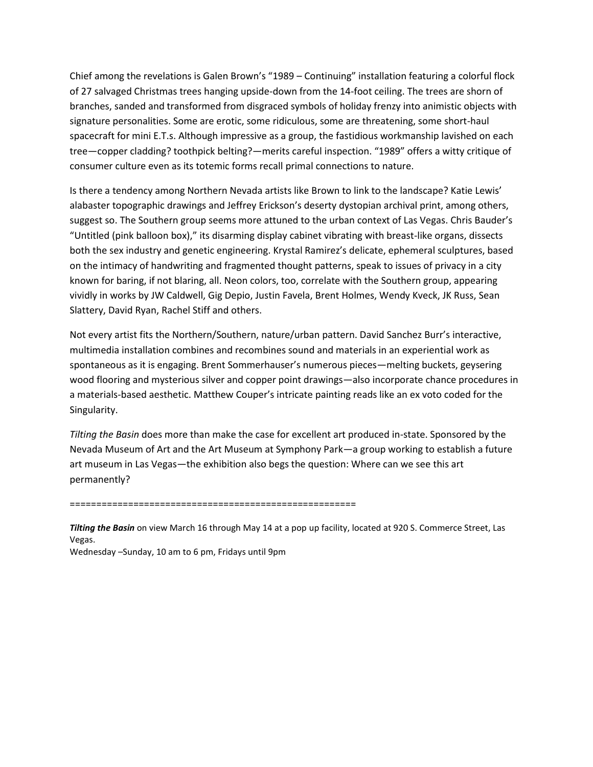Chief among the revelations is Galen Brown's "1989 – Continuing" installation featuring a colorful flock of 27 salvaged Christmas trees hanging upside-down from the 14-foot ceiling. The trees are shorn of branches, sanded and transformed from disgraced symbols of holiday frenzy into animistic objects with signature personalities. Some are erotic, some ridiculous, some are threatening, some short-haul spacecraft for mini E.T.s. Although impressive as a group, the fastidious workmanship lavished on each tree—copper cladding? toothpick belting?—merits careful inspection. "1989" offers a witty critique of consumer culture even as its totemic forms recall primal connections to nature.

Is there a tendency among Northern Nevada artists like Brown to link to the landscape? Katie Lewis' alabaster topographic drawings and Jeffrey Erickson's deserty dystopian archival print, among others, suggest so. The Southern group seems more attuned to the urban context of Las Vegas. Chris Bauder's "Untitled (pink balloon box)," its disarming display cabinet vibrating with breast-like organs, dissects both the sex industry and genetic engineering. Krystal Ramirez's delicate, ephemeral sculptures, based on the intimacy of handwriting and fragmented thought patterns, speak to issues of privacy in a city known for baring, if not blaring, all. Neon colors, too, correlate with the Southern group, appearing vividly in works by JW Caldwell, Gig Depio, Justin Favela, Brent Holmes, Wendy Kveck, JK Russ, Sean Slattery, David Ryan, Rachel Stiff and others.

Not every artist fits the Northern/Southern, nature/urban pattern. David Sanchez Burr's interactive, multimedia installation combines and recombines sound and materials in an experiential work as spontaneous as it is engaging. Brent Sommerhauser's numerous pieces—melting buckets, geysering wood flooring and mysterious silver and copper point drawings—also incorporate chance procedures in a materials-based aesthetic. Matthew Couper's intricate painting reads like an ex voto coded for the Singularity.

*Tilting the Basin* does more than make the case for excellent art produced in-state. Sponsored by the Nevada Museum of Art and the Art Museum at Symphony Park—a group working to establish a future art museum in Las Vegas—the exhibition also begs the question: Where can we see this art permanently?

=====================================================

***Tilting the Basin*** on view March 16 through May 14 at a pop up facility, located at 920 S. Commerce Street, Las Vegas.
Wednesday –Sunday, 10 am to 6 pm, Fridays until 9pm